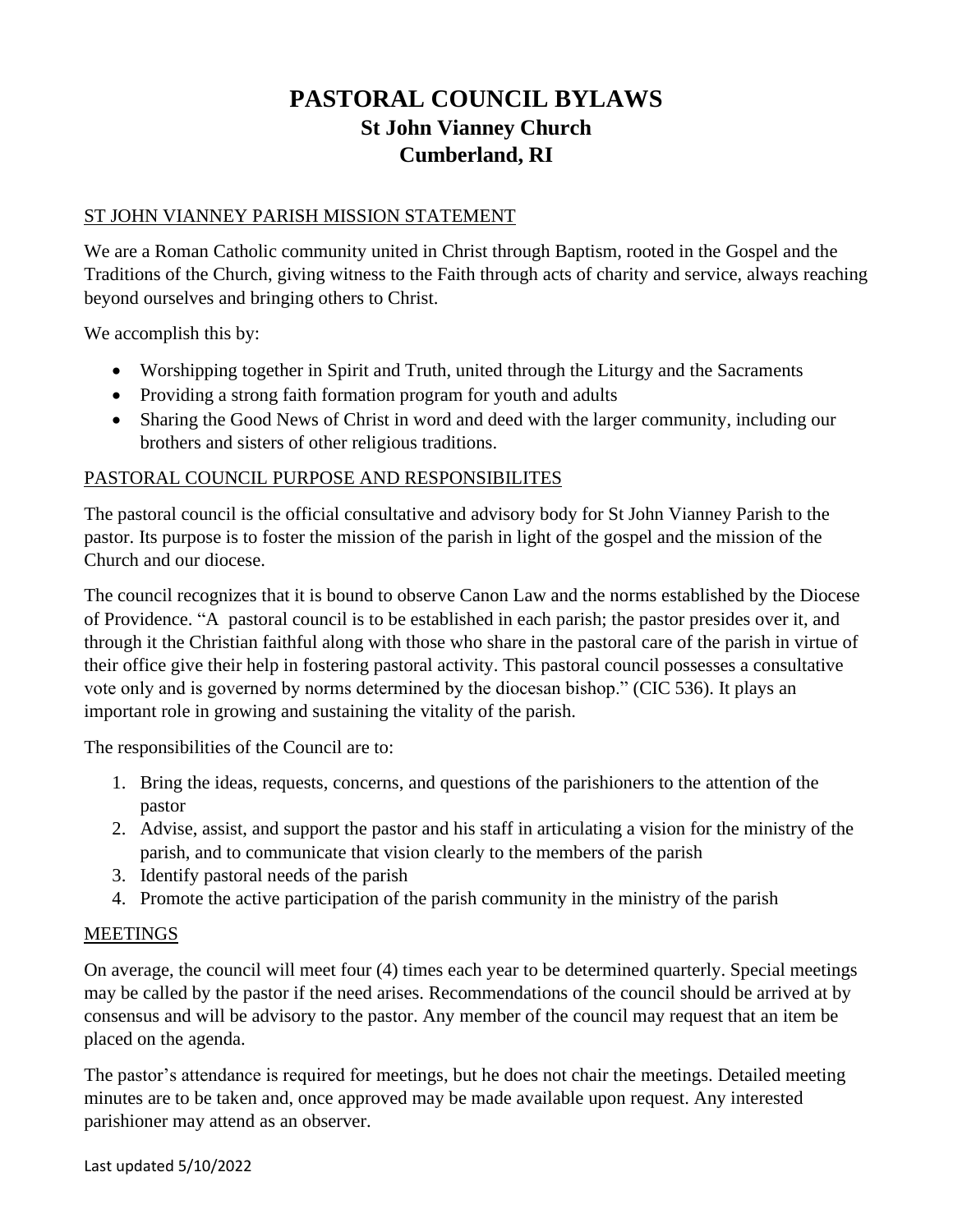# PASTORAL COUNCIL BYLAWS
## St John Vianney Church
## Cumberland, RI

ST JOHN VIANNEY PARISH MISSION STATEMENT

We are a Roman Catholic community united in Christ through Baptism, rooted in the Gospel and the Traditions of the Church, giving witness to the Faith through acts of charity and service, always reaching beyond ourselves and bringing others to Christ.

We accomplish this by:

- Worshipping together in Spirit and Truth, united through the Liturgy and the Sacraments
- Providing a strong faith formation program for youth and adults
- Sharing the Good News of Christ in word and deed with the larger community, including our brothers and sisters of other religious traditions.

PASTORAL COUNCIL PURPOSE AND RESPONSIBILITES

The pastoral council is the official consultative and advisory body for St John Vianney Parish to the pastor. Its purpose is to foster the mission of the parish in light of the gospel and the mission of the Church and our diocese.

The council recognizes that it is bound to observe Canon Law and the norms established by the Diocese of Providence. "A pastoral council is to be established in each parish; the pastor presides over it, and through it the Christian faithful along with those who share in the pastoral care of the parish in virtue of their office give their help in fostering pastoral activity. This pastoral council possesses a consultative vote only and is governed by norms determined by the diocesan bishop." (CIC 536). It plays an important role in growing and sustaining the vitality of the parish.

The responsibilities of the Council are to:

1. Bring the ideas, requests, concerns, and questions of the parishioners to the attention of the pastor
2. Advise, assist, and support the pastor and his staff in articulating a vision for the ministry of the parish, and to communicate that vision clearly to the members of the parish
3. Identify pastoral needs of the parish
4. Promote the active participation of the parish community in the ministry of the parish

MEETINGS

On average, the council will meet four (4) times each year to be determined quarterly. Special meetings may be called by the pastor if the need arises. Recommendations of the council should be arrived at by consensus and will be advisory to the pastor. Any member of the council may request that an item be placed on the agenda.

The pastor's attendance is required for meetings, but he does not chair the meetings. Detailed meeting minutes are to be taken and, once approved may be made available upon request. Any interested parishioner may attend as an observer.

Last updated 5/10/2022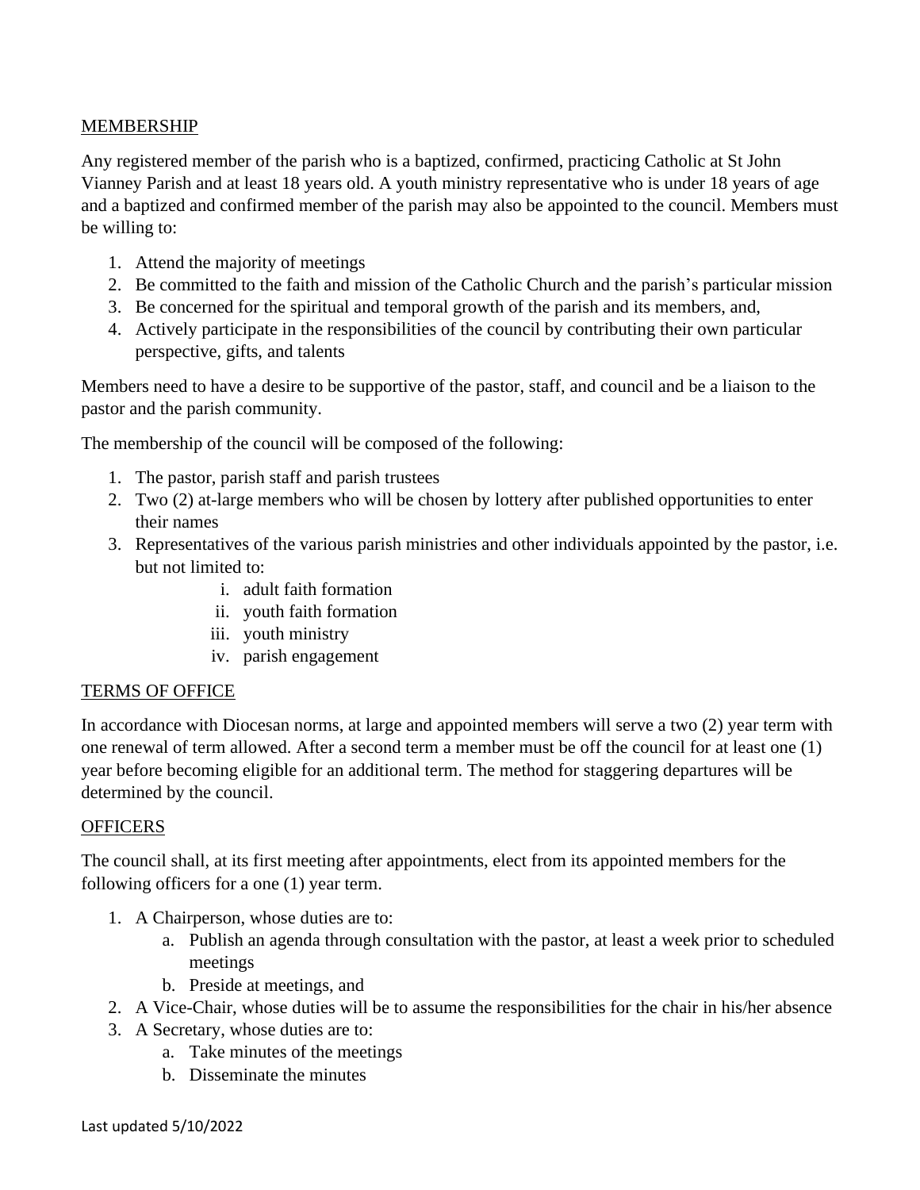MEMBERSHIP

Any registered member of the parish who is a baptized, confirmed, practicing Catholic at St John Vianney Parish and at least 18 years old. A youth ministry representative who is under 18 years of age and a baptized and confirmed member of the parish may also be appointed to the council. Members must be willing to:

1. Attend the majority of meetings
2. Be committed to the faith and mission of the Catholic Church and the parish's particular mission
3. Be concerned for the spiritual and temporal growth of the parish and its members, and,
4. Actively participate in the responsibilities of the council by contributing their own particular perspective, gifts, and talents

Members need to have a desire to be supportive of the pastor, staff, and council and be a liaison to the pastor and the parish community.

The membership of the council will be composed of the following:

1. The pastor, parish staff and parish trustees
2. Two (2) at-large members who will be chosen by lottery after published opportunities to enter their names
3. Representatives of the various parish ministries and other individuals appointed by the pastor, i.e. but not limited to:
   i. adult faith formation
   ii. youth faith formation
   iii. youth ministry
   iv. parish engagement

TERMS OF OFFICE

In accordance with Diocesan norms, at large and appointed members will serve a two (2) year term with one renewal of term allowed. After a second term a member must be off the council for at least one (1) year before becoming eligible for an additional term. The method for staggering departures will be determined by the council.

OFFICERS

The council shall, at its first meeting after appointments, elect from its appointed members for the following officers for a one (1) year term.

1. A Chairperson, whose duties are to:
   a. Publish an agenda through consultation with the pastor, at least a week prior to scheduled meetings
   b. Preside at meetings, and
2. A Vice-Chair, whose duties will be to assume the responsibilities for the chair in his/her absence
3. A Secretary, whose duties are to:
   a. Take minutes of the meetings
   b. Disseminate the minutes

Last updated 5/10/2022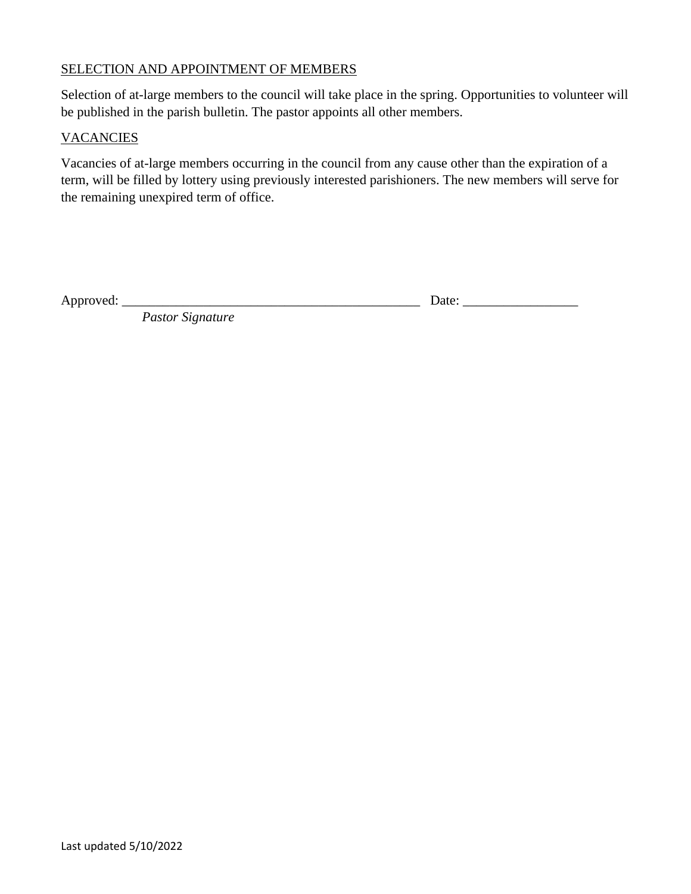SELECTION AND APPOINTMENT OF MEMBERS

Selection of at-large members to the council will take place in the spring. Opportunities to volunteer will be published in the parish bulletin. The pastor appoints all other members.

VACANCIES

Vacancies of at-large members occurring in the council from any cause other than the expiration of a term, will be filled by lottery using previously interested parishioners. The new members will serve for the remaining unexpired term of office.

Approved: _____________________________________________ Date: _________________

*Pastor Signature*

Last updated 5/10/2022